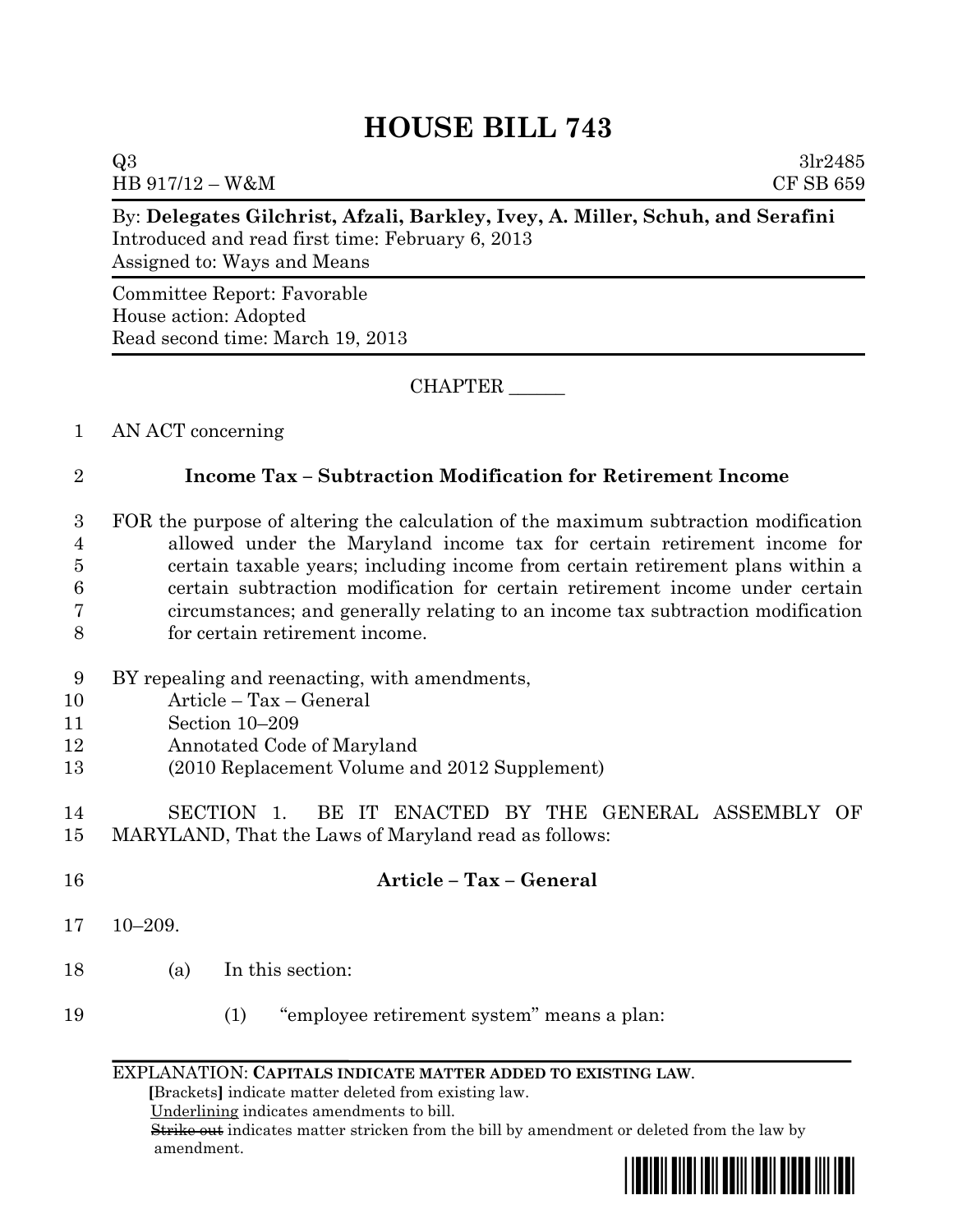# HOUSE BILL 743

Q3 3lr2485
HB 917/12 – W&M CF SB 659

By: **Delegates Gilchrist, Afzali, Barkley, Ivey, A. Miller, Schuh, and Serafini**
Introduced and read first time: February 6, 2013
Assigned to: Ways and Means

Committee Report: Favorable
House action: Adopted
Read second time: March 19, 2013

CHAPTER ______

1 AN ACT concerning

2 **Income Tax – Subtraction Modification for Retirement Income**

3 FOR the purpose of altering the calculation of the maximum subtraction modification
4 allowed under the Maryland income tax for certain retirement income for
5 certain taxable years; including income from certain retirement plans within a
6 certain subtraction modification for certain retirement income under certain
7 circumstances; and generally relating to an income tax subtraction modification
8 for certain retirement income.

9 BY repealing and reenacting, with amendments,
10 Article – Tax – General
11 Section 10–209
12 Annotated Code of Maryland
13 (2010 Replacement Volume and 2012 Supplement)

14 SECTION 1. BE IT ENACTED BY THE GENERAL ASSEMBLY OF
15 MARYLAND, That the Laws of Maryland read as follows:

16 **Article – Tax – General**

17 10–209.

18 (a) In this section:

19 (1) "employee retirement system" means a plan:

EXPLANATION: **CAPITALS INDICATE MATTER ADDED TO EXISTING LAW.**
**[**Brackets**]** indicate matter deleted from existing law.
Underlining indicates amendments to bill.
~~Strike out~~ indicates matter stricken from the bill by amendment or deleted from the law by amendment.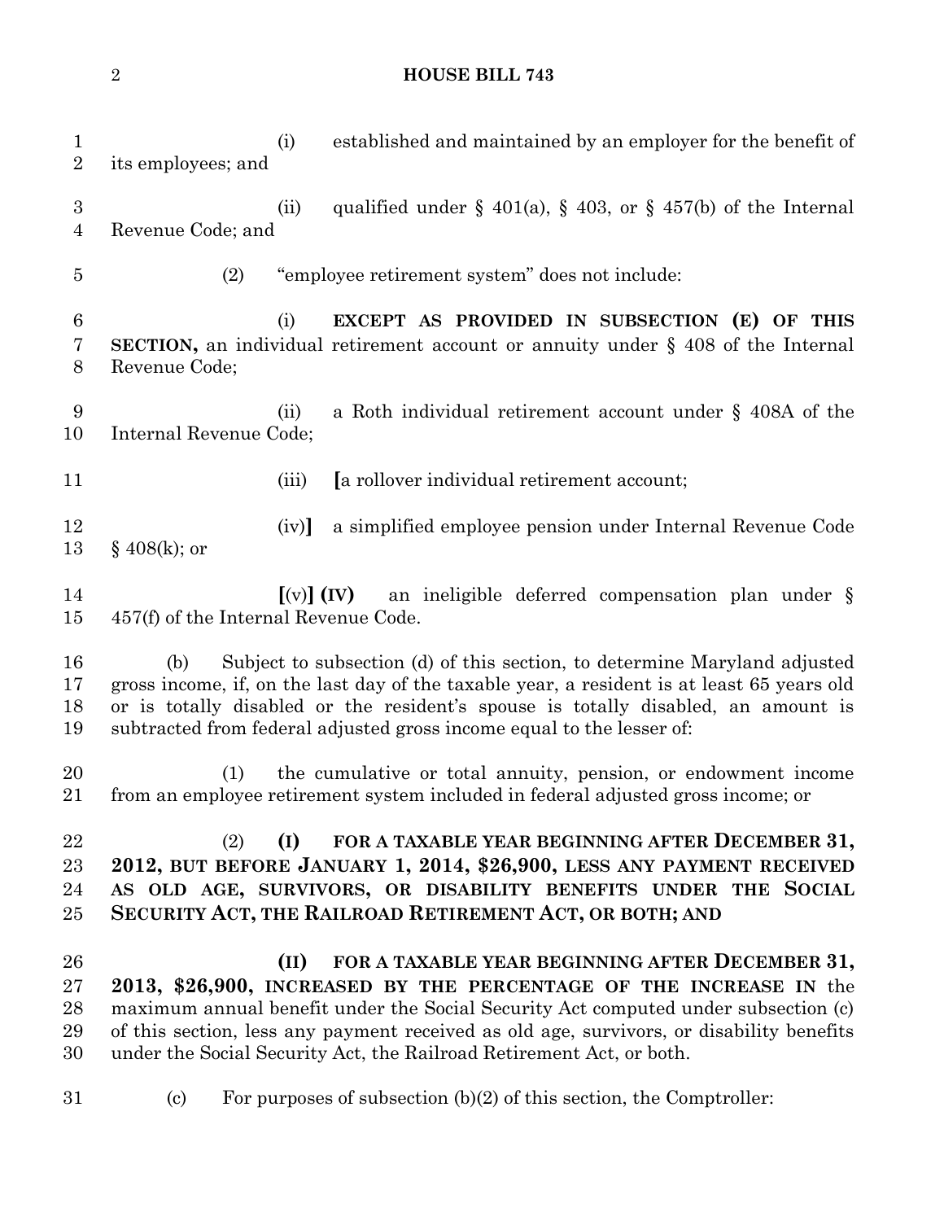(i) established and maintained by an employer for the benefit of its employees; and

(ii) qualified under § 401(a), § 403, or § 457(b) of the Internal Revenue Code; and

(2) "employee retirement system" does not include:

(i) **EXCEPT AS PROVIDED IN SUBSECTION (E) OF THIS SECTION,** an individual retirement account or annuity under § 408 of the Internal Revenue Code;

(ii) a Roth individual retirement account under § 408A of the Internal Revenue Code;

(iii) **[**a rollover individual retirement account;

(iv)**]** a simplified employee pension under Internal Revenue Code § 408(k); or

**[**(v)**]** **(IV)** an ineligible deferred compensation plan under § 457(f) of the Internal Revenue Code.

(b) Subject to subsection (d) of this section, to determine Maryland adjusted gross income, if, on the last day of the taxable year, a resident is at least 65 years old or is totally disabled or the resident's spouse is totally disabled, an amount is subtracted from federal adjusted gross income equal to the lesser of:

(1) the cumulative or total annuity, pension, or endowment income from an employee retirement system included in federal adjusted gross income; or

(2) **(I) FOR A TAXABLE YEAR BEGINNING AFTER DECEMBER 31, 2012, BUT BEFORE JANUARY 1, 2014, $26,900, LESS ANY PAYMENT RECEIVED AS OLD AGE, SURVIVORS, OR DISABILITY BENEFITS UNDER THE SOCIAL SECURITY ACT, THE RAILROAD RETIREMENT ACT, OR BOTH; AND**

**(II) FOR A TAXABLE YEAR BEGINNING AFTER DECEMBER 31, 2013, $26,900, INCREASED BY THE PERCENTAGE OF THE INCREASE IN** the maximum annual benefit under the Social Security Act computed under subsection (c) of this section, less any payment received as old age, survivors, or disability benefits under the Social Security Act, the Railroad Retirement Act, or both.

(c) For purposes of subsection (b)(2) of this section, the Comptroller: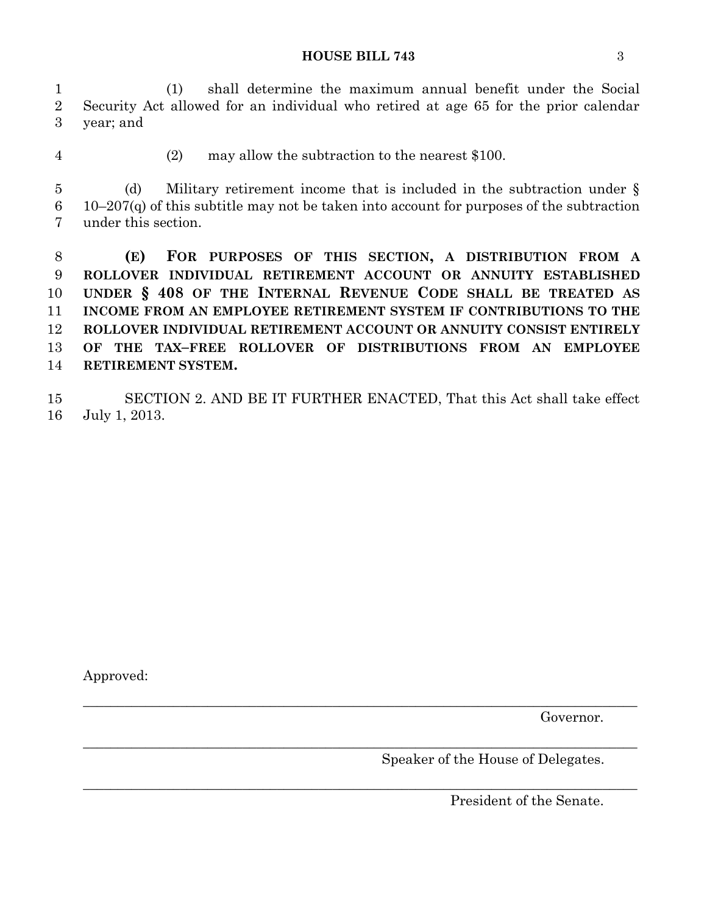(1) shall determine the maximum annual benefit under the Social Security Act allowed for an individual who retired at age 65 for the prior calendar year; and

(2) may allow the subtraction to the nearest $100.

(d) Military retirement income that is included in the subtraction under § 10–207(q) of this subtitle may not be taken into account for purposes of the subtraction under this section.

**(E) FOR PURPOSES OF THIS SECTION, A DISTRIBUTION FROM A ROLLOVER INDIVIDUAL RETIREMENT ACCOUNT OR ANNUITY ESTABLISHED UNDER § 408 OF THE INTERNAL REVENUE CODE SHALL BE TREATED AS INCOME FROM AN EMPLOYEE RETIREMENT SYSTEM IF CONTRIBUTIONS TO THE ROLLOVER INDIVIDUAL RETIREMENT ACCOUNT OR ANNUITY CONSIST ENTIRELY OF THE TAX–FREE ROLLOVER OF DISTRIBUTIONS FROM AN EMPLOYEE RETIREMENT SYSTEM.**

SECTION 2. AND BE IT FURTHER ENACTED, That this Act shall take effect July 1, 2013.

Approved:

\_\_\_\_\_\_\_\_\_\_\_\_\_\_\_\_\_\_\_\_\_\_\_\_\_\_\_\_\_\_\_\_\_\_\_\_\_\_\_\_\_\_\_\_\_\_\_\_

Governor.

\_\_\_\_\_\_\_\_\_\_\_\_\_\_\_\_\_\_\_\_\_\_\_\_\_\_\_\_\_\_\_\_\_\_\_\_\_\_\_\_\_\_\_\_\_\_\_\_

Speaker of the House of Delegates.

\_\_\_\_\_\_\_\_\_\_\_\_\_\_\_\_\_\_\_\_\_\_\_\_\_\_\_\_\_\_\_\_\_\_\_\_\_\_\_\_\_\_\_\_\_\_\_\_

President of the Senate.